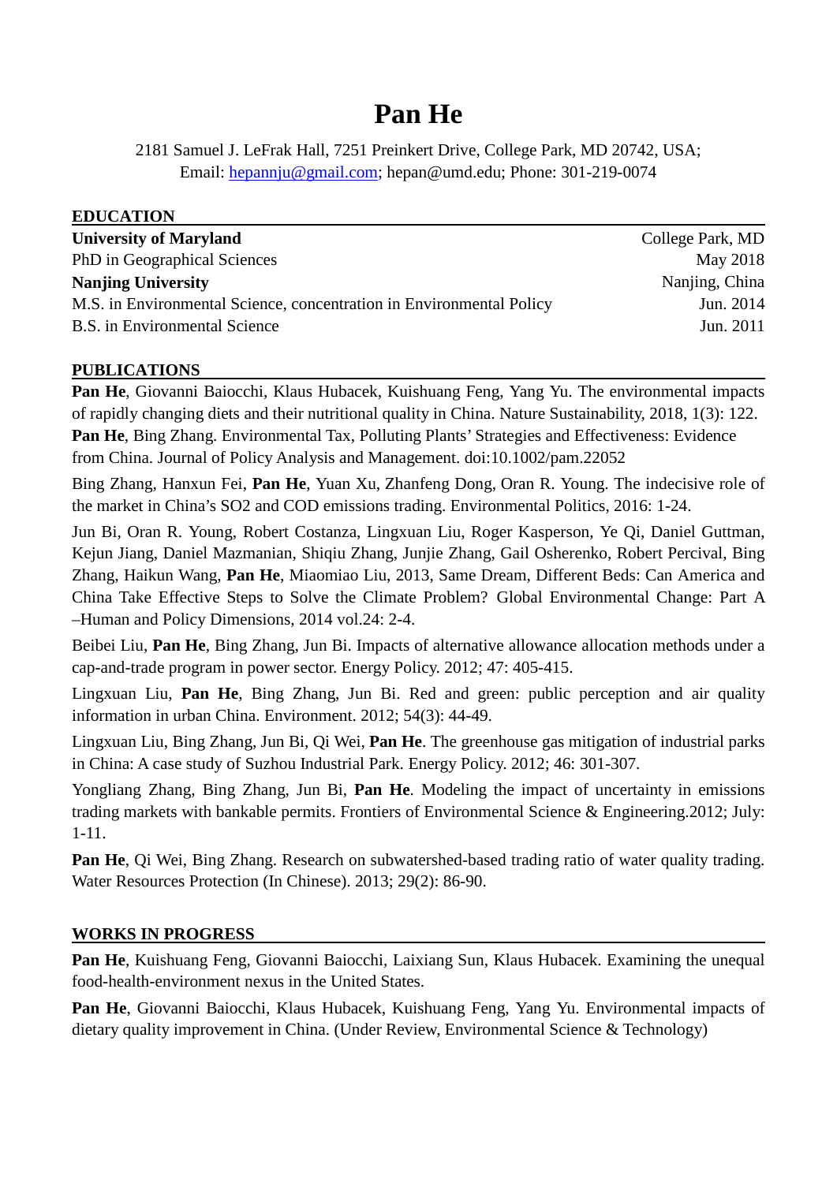# Pan He

2181 Samuel J. LeFrak Hall, 7251 Preinkert Drive, College Park, MD 20742, USA;
Email: hepannju@gmail.com; hepan@umd.edu; Phone: 301-219-0074

## EDUCATION

**University of Maryland** — College Park, MD
PhD in Geographical Sciences — May 2018

**Nanjing University** — Nanjing, China
M.S. in Environmental Science, concentration in Environmental Policy — Jun. 2014
B.S. in Environmental Science — Jun. 2011

## PUBLICATIONS

**Pan He**, Giovanni Baiocchi, Klaus Hubacek, Kuishuang Feng, Yang Yu. The environmental impacts of rapidly changing diets and their nutritional quality in China. Nature Sustainability, 2018, 1(3): 122.
**Pan He**, Bing Zhang. Environmental Tax, Polluting Plants' Strategies and Effectiveness: Evidence from China. Journal of Policy Analysis and Management. doi:10.1002/pam.22052

Bing Zhang, Hanxun Fei, **Pan He**, Yuan Xu, Zhanfeng Dong, Oran R. Young. The indecisive role of the market in China's SO2 and COD emissions trading. Environmental Politics, 2016: 1-24.

Jun Bi, Oran R. Young, Robert Costanza, Lingxuan Liu, Roger Kasperson, Ye Qi, Daniel Guttman, Kejun Jiang, Daniel Mazmanian, Shiqiu Zhang, Junjie Zhang, Gail Osherenko, Robert Percival, Bing Zhang, Haikun Wang, **Pan He**, Miaomiao Liu, 2013, Same Dream, Different Beds: Can America and China Take Effective Steps to Solve the Climate Problem? Global Environmental Change: Part A –Human and Policy Dimensions, 2014 vol.24: 2-4.

Beibei Liu, **Pan He**, Bing Zhang, Jun Bi. Impacts of alternative allowance allocation methods under a cap-and-trade program in power sector. Energy Policy. 2012; 47: 405-415.

Lingxuan Liu, **Pan He**, Bing Zhang, Jun Bi. Red and green: public perception and air quality information in urban China. Environment. 2012; 54(3): 44-49.

Lingxuan Liu, Bing Zhang, Jun Bi, Qi Wei, **Pan He**. The greenhouse gas mitigation of industrial parks in China: A case study of Suzhou Industrial Park. Energy Policy. 2012; 46: 301-307.

Yongliang Zhang, Bing Zhang, Jun Bi, **Pan He**. Modeling the impact of uncertainty in emissions trading markets with bankable permits. Frontiers of Environmental Science & Engineering.2012; July: 1-11.

**Pan He**, Qi Wei, Bing Zhang. Research on subwatershed-based trading ratio of water quality trading. Water Resources Protection (In Chinese). 2013; 29(2): 86-90.

## WORKS IN PROGRESS

**Pan He**, Kuishuang Feng, Giovanni Baiocchi, Laixiang Sun, Klaus Hubacek. Examining the unequal food-health-environment nexus in the United States.

**Pan He**, Giovanni Baiocchi, Klaus Hubacek, Kuishuang Feng, Yang Yu. Environmental impacts of dietary quality improvement in China. (Under Review, Environmental Science & Technology)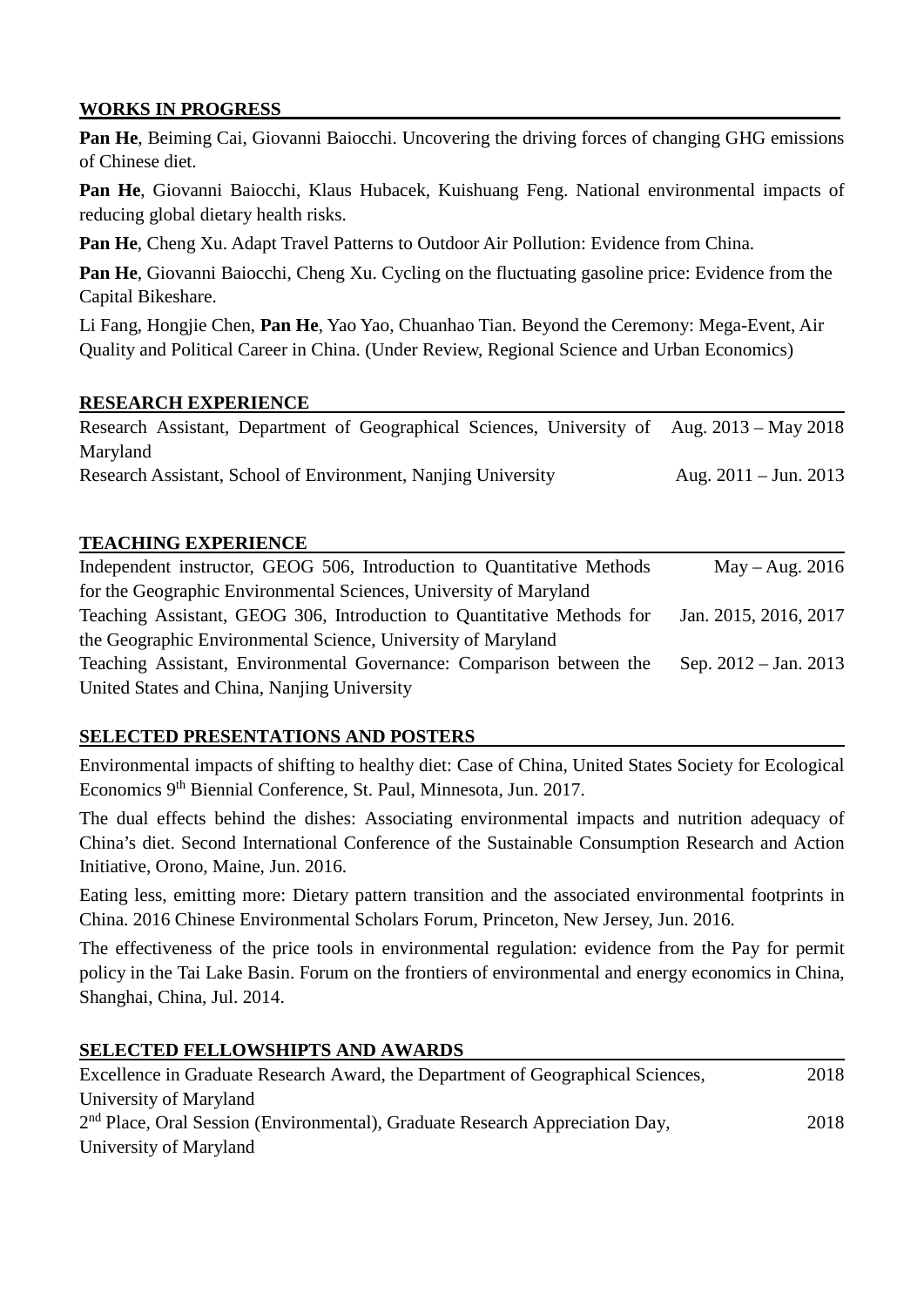## WORKS IN PROGRESS

**Pan He**, Beiming Cai, Giovanni Baiocchi. Uncovering the driving forces of changing GHG emissions of Chinese diet.

**Pan He**, Giovanni Baiocchi, Klaus Hubacek, Kuishuang Feng. National environmental impacts of reducing global dietary health risks.

**Pan He**, Cheng Xu. Adapt Travel Patterns to Outdoor Air Pollution: Evidence from China.

**Pan He**, Giovanni Baiocchi, Cheng Xu. Cycling on the fluctuating gasoline price: Evidence from the Capital Bikeshare.

Li Fang, Hongjie Chen, **Pan He**, Yao Yao, Chuanhao Tian. Beyond the Ceremony: Mega-Event, Air Quality and Political Career in China. (Under Review, Regional Science and Urban Economics)

## RESEARCH EXPERIENCE

Research Assistant, Department of Geographical Sciences, University of Maryland — Aug. 2013 – May 2018

Research Assistant, School of Environment, Nanjing University — Aug. 2011 – Jun. 2013

## TEACHING EXPERIENCE

Independent instructor, GEOG 506, Introduction to Quantitative Methods for the Geographic Environmental Sciences, University of Maryland — May – Aug. 2016

Teaching Assistant, GEOG 306, Introduction to Quantitative Methods for the Geographic Environmental Science, University of Maryland — Jan. 2015, 2016, 2017

Teaching Assistant, Environmental Governance: Comparison between the United States and China, Nanjing University — Sep. 2012 – Jan. 2013

## SELECTED PRESENTATIONS AND POSTERS

Environmental impacts of shifting to healthy diet: Case of China, United States Society for Ecological Economics 9th Biennial Conference, St. Paul, Minnesota, Jun. 2017.

The dual effects behind the dishes: Associating environmental impacts and nutrition adequacy of China's diet. Second International Conference of the Sustainable Consumption Research and Action Initiative, Orono, Maine, Jun. 2016.

Eating less, emitting more: Dietary pattern transition and the associated environmental footprints in China. 2016 Chinese Environmental Scholars Forum, Princeton, New Jersey, Jun. 2016.

The effectiveness of the price tools in environmental regulation: evidence from the Pay for permit policy in the Tai Lake Basin. Forum on the frontiers of environmental and energy economics in China, Shanghai, China, Jul. 2014.

## SELECTED FELLOWSHIPTS AND AWARDS

Excellence in Graduate Research Award, the Department of Geographical Sciences, University of Maryland — 2018

2nd Place, Oral Session (Environmental), Graduate Research Appreciation Day, University of Maryland — 2018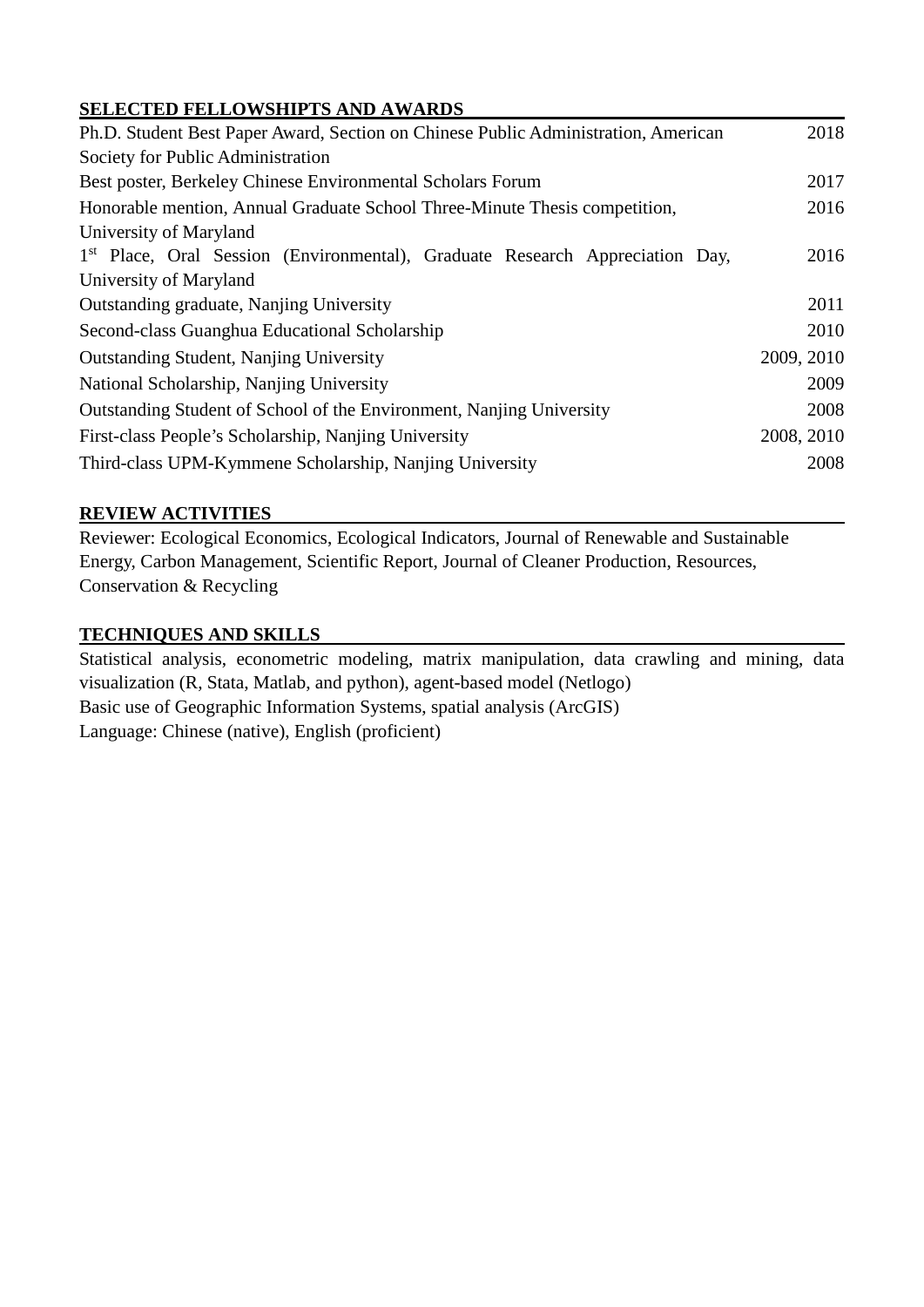## SELECTED FELLOWSHIPTS AND AWARDS

| | |
|---|---|
| Ph.D. Student Best Paper Award, Section on Chinese Public Administration, American Society for Public Administration | 2018 |
| Best poster, Berkeley Chinese Environmental Scholars Forum | 2017 |
| Honorable mention, Annual Graduate School Three-Minute Thesis competition, University of Maryland | 2016 |
| 1st Place, Oral Session (Environmental), Graduate Research Appreciation Day, University of Maryland | 2016 |
| Outstanding graduate, Nanjing University | 2011 |
| Second-class Guanghua Educational Scholarship | 2010 |
| Outstanding Student, Nanjing University | 2009, 2010 |
| National Scholarship, Nanjing University | 2009 |
| Outstanding Student of School of the Environment, Nanjing University | 2008 |
| First-class People's Scholarship, Nanjing University | 2008, 2010 |
| Third-class UPM-Kymmene Scholarship, Nanjing University | 2008 |

## REVIEW ACTIVITIES

Reviewer: Ecological Economics, Ecological Indicators, Journal of Renewable and Sustainable Energy, Carbon Management, Scientific Report, Journal of Cleaner Production, Resources, Conservation & Recycling

## TECHNIQUES AND SKILLS

Statistical analysis, econometric modeling, matrix manipulation, data crawling and mining, data visualization (R, Stata, Matlab, and python), agent-based model (Netlogo)

Basic use of Geographic Information Systems, spatial analysis (ArcGIS)

Language: Chinese (native), English (proficient)